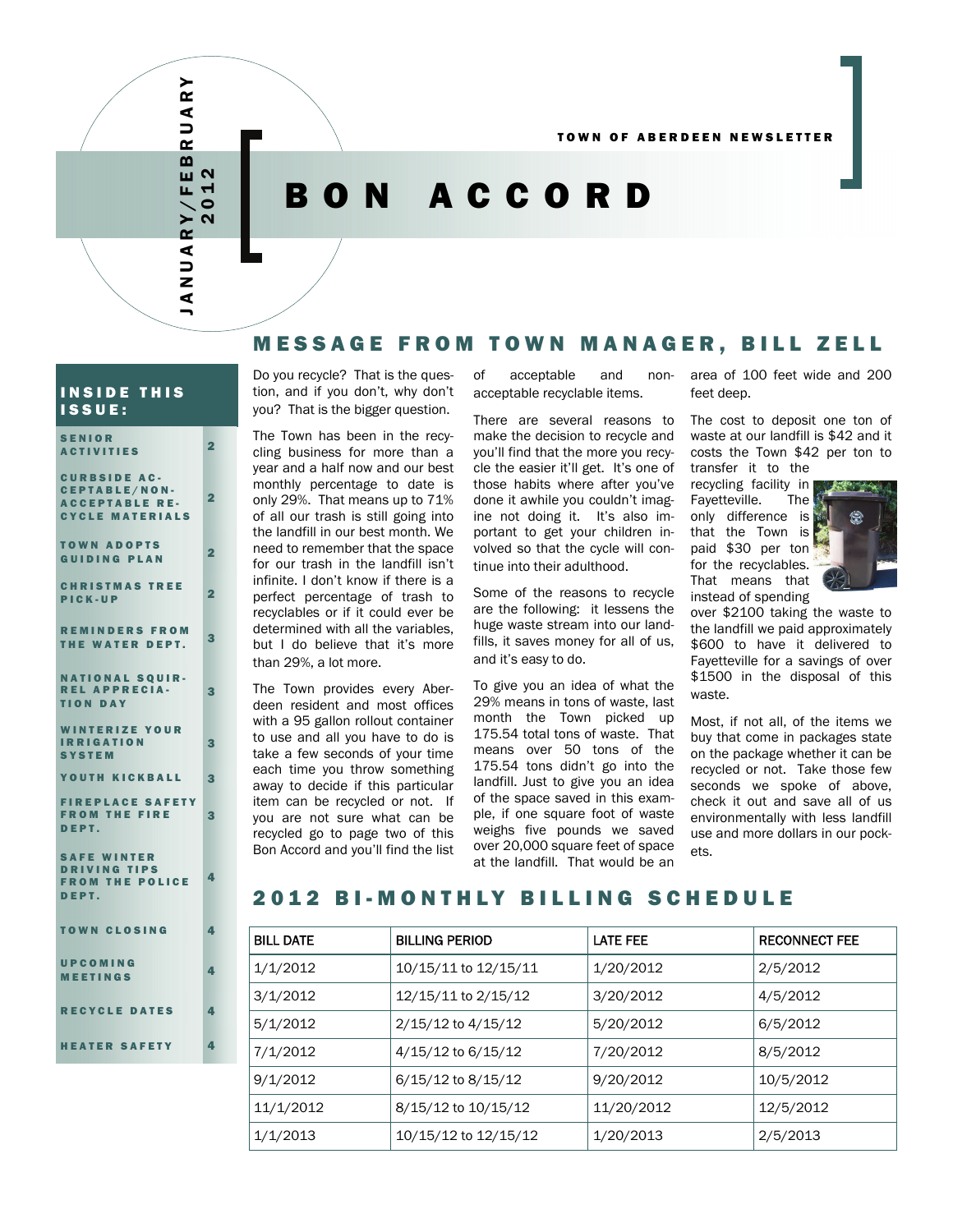JANUARY/FEBRUARY 2012

TOWN OF ABERDEEN NEWSLETTER

# BON ACCORD

## INSIDE THIS ISSUE:

| | |
|---|---|
| SENIOR ACTIVITIES | 2 |
| CURBSIDE ACCEPTABLE/NON-ACCEPTABLE RECYCLE MATERIALS | 2 |
| TOWN ADOPTS GUIDING PLAN | 2 |
| CHRISTMAS TREE PICK-UP | 2 |
| REMINDERS FROM THE WATER DEPT. | 3 |
| NATIONAL SQUIRREL APPRECIATION DAY | 3 |
| WINTERIZE YOUR IRRIGATION SYSTEM | 3 |
| YOUTH KICKBALL | 3 |
| FIREPLACE SAFETY FROM THE FIRE DEPT. | 3 |
| SAFE WINTER DRIVING TIPS FROM THE POLICE DEPT. | 4 |
| TOWN CLOSING | 4 |
| UPCOMING MEETINGS | 4 |
| RECYCLE DATES | 4 |
| HEATER SAFETY | 4 |

## MESSAGE FROM TOWN MANAGER, BILL ZELL

Do you recycle? That is the question, and if you don't, why don't you? That is the bigger question.

The Town has been in the recycling business for more than a year and a half now and our best monthly percentage to date is only 29%. That means up to 71% of all our trash is still going into the landfill in our best month. We need to remember that the space for our trash in the landfill isn't infinite. I don't know if there is a perfect percentage of trash to recyclables or if it could ever be determined with all the variables, but I do believe that it's more than 29%, a lot more.

The Town provides every Aberdeen resident and most offices with a 95 gallon rollout container to use and all you have to do is take a few seconds of your time each time you throw something away to decide if this particular item can be recycled or not. If you are not sure what can be recycled go to page two of this Bon Accord and you'll find the list of acceptable and non-acceptable recyclable items.

There are several reasons to make the decision to recycle and you'll find that the more you recycle the easier it'll get. It's one of those habits where after you've done it awhile you couldn't imagine not doing it. It's also important to get your children involved so that the cycle will continue into their adulthood.

Some of the reasons to recycle are the following: it lessens the huge waste stream into our landfills, it saves money for all of us, and it's easy to do.

To give you an idea of what the 29% means in tons of waste, last month the Town picked up 175.54 total tons of waste. That means over 50 tons of the 175.54 tons didn't go into the landfill. Just to give you an idea of the space saved in this example, if one square foot of waste weighs five pounds we saved over 20,000 square feet of space at the landfill. That would be an area of 100 feet wide and 200 feet deep.

The cost to deposit one ton of waste at our landfill is $42 and it costs the Town $42 per ton to transfer it to the recycling facility in Fayetteville. The only difference is that the Town is paid $30 per ton for the recyclables. That means that instead of spending over $2100 taking the waste to the landfill we paid approximately $600 to have it delivered to Fayetteville for a savings of over $1500 in the disposal of this waste.

Most, if not all, of the items we buy that come in packages state on the package whether it can be recycled or not. Take those few seconds we spoke of above, check it out and save all of us environmentally with less landfill use and more dollars in our pockets.

## 2012 BI-MONTHLY BILLING SCHEDULE

| BILL DATE | BILLING PERIOD | LATE FEE | RECONNECT FEE |
|---|---|---|---|
| 1/1/2012 | 10/15/11 to 12/15/11 | 1/20/2012 | 2/5/2012 |
| 3/1/2012 | 12/15/11 to 2/15/12 | 3/20/2012 | 4/5/2012 |
| 5/1/2012 | 2/15/12 to 4/15/12 | 5/20/2012 | 6/5/2012 |
| 7/1/2012 | 4/15/12 to 6/15/12 | 7/20/2012 | 8/5/2012 |
| 9/1/2012 | 6/15/12 to 8/15/12 | 9/20/2012 | 10/5/2012 |
| 11/1/2012 | 8/15/12 to 10/15/12 | 11/20/2012 | 12/5/2012 |
| 1/1/2013 | 10/15/12 to 12/15/12 | 1/20/2013 | 2/5/2013 |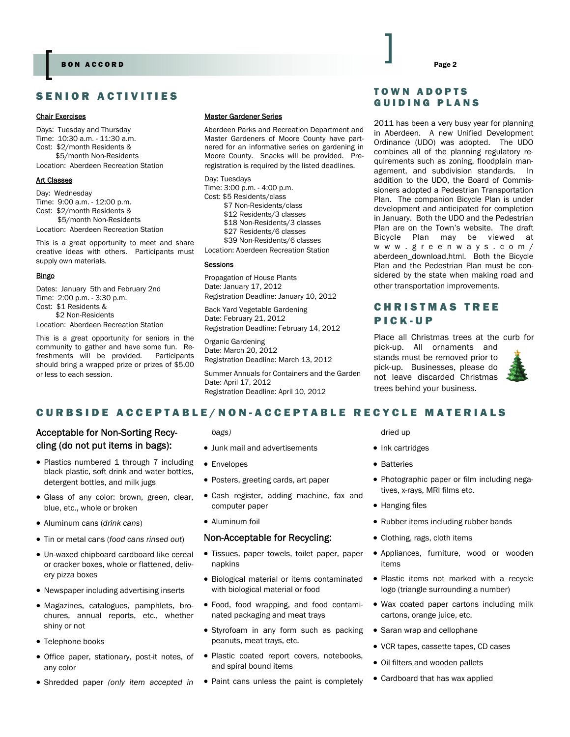## SENIOR ACTIVITIES

### Chair Exercises

Days: Tuesday and Thursday
Time: 10:30 a.m. - 11:30 a.m.
Cost: $2/month Residents &
$5/month Non-Residents
Location: Aberdeen Recreation Station

### Art Classes

Day: Wednesday
Time: 9:00 a.m. - 12:00 p.m.
Cost: $2/month Residents &
$5/month Non-Residents
Location: Aberdeen Recreation Station

This is a great opportunity to meet and share creative ideas with others. Participants must supply own materials.

### Bingo

Dates: January 5th and February 2nd
Time: 2:00 p.m. - 3:30 p.m.
Cost: $1 Residents &
$2 Non-Residents
Location: Aberdeen Recreation Station

This is a great opportunity for seniors in the community to gather and have some fun. Refreshments will be provided. Participants should bring a wrapped prize or prizes of $5.00 or less to each session.

### Master Gardener Series

Aberdeen Parks and Recreation Department and Master Gardeners of Moore County have partnered for an informative series on gardening in Moore County. Snacks will be provided. Pre-registration is required by the listed deadlines.

Day: Tuesdays
Time: 3:00 p.m. - 4:00 p.m.
Cost: $5 Residents/class
$7 Non-Residents/class
$12 Residents/3 classes
$18 Non-Residents/3 classes
$27 Residents/6 classes
$39 Non-Residents/6 classes
Location: Aberdeen Recreation Station

### Sessions

Propagation of House Plants
Date: January 17, 2012
Registration Deadline: January 10, 2012

Back Yard Vegetable Gardening
Date: February 21, 2012
Registration Deadline: February 14, 2012

Organic Gardening
Date: March 20, 2012
Registration Deadline: March 13, 2012

Summer Annuals for Containers and the Garden
Date: April 17, 2012
Registration Deadline: April 10, 2012

## TOWN ADOPTS GUIDING PLANS

2011 has been a very busy year for planning in Aberdeen. A new Unified Development Ordinance (UDO) was adopted. The UDO combines all of the planning regulatory requirements such as zoning, floodplain management, and subdivision standards. In addition to the UDO, the Board of Commissioners adopted a Pedestrian Transportation Plan. The companion Bicycle Plan is under development and anticipated for completion in January. Both the UDO and the Pedestrian Plan are on the Town's website. The draft Bicycle Plan may be viewed at www.greenways.com/aberdeen_download.html. Both the Bicycle Plan and the Pedestrian Plan must be considered by the state when making road and other transportation improvements.

## CHRISTMAS TREE PICK-UP

Place all Christmas trees at the curb for pick-up. All ornaments and stands must be removed prior to pick-up. Businesses, please do not leave discarded Christmas trees behind your business.

## CURBSIDE ACCEPTABLE/NON-ACCEPTABLE RECYCLE MATERIALS

### Acceptable for Non-Sorting Recycling (do not put items in bags):

- Plastics numbered 1 through 7 including black plastic, soft drink and water bottles, detergent bottles, and milk jugs
- Glass of any color: brown, green, clear, blue, etc., whole or broken
- Aluminum cans (*drink cans*)
- Tin or metal cans (*food cans rinsed out*)
- Un-waxed chipboard cardboard like cereal or cracker boxes, whole or flattened, delivery pizza boxes
- Newspaper including advertising inserts
- Magazines, catalogues, pamphlets, brochures, annual reports, etc., whether shiny or not
- Telephone books
- Office paper, stationary, post-it notes, of any color
- Shredded paper *(only item accepted in bags)*
- Junk mail and advertisements
- Envelopes
- Posters, greeting cards, art paper
- Cash register, adding machine, fax and computer paper
- Aluminum foil

### Non-Acceptable for Recycling:

- Tissues, paper towels, toilet paper, paper napkins
- Biological material or items contaminated with biological material or food
- Food, food wrapping, and food contaminated packaging and meat trays
- Styrofoam in any form such as packing peanuts, meat trays, etc.
- Plastic coated report covers, notebooks, and spiral bound items
- Paint cans unless the paint is completely dried up
- Ink cartridges
- Batteries
- Photographic paper or film including negatives, x-rays, MRI films etc.
- Hanging files
- Rubber items including rubber bands
- Clothing, rags, cloth items
- Appliances, furniture, wood or wooden items
- Plastic items not marked with a recycle logo (triangle surrounding a number)
- Wax coated paper cartons including milk cartons, orange juice, etc.
- Saran wrap and cellophane
- VCR tapes, cassette tapes, CD cases
- Oil filters and wooden pallets
- Cardboard that has wax applied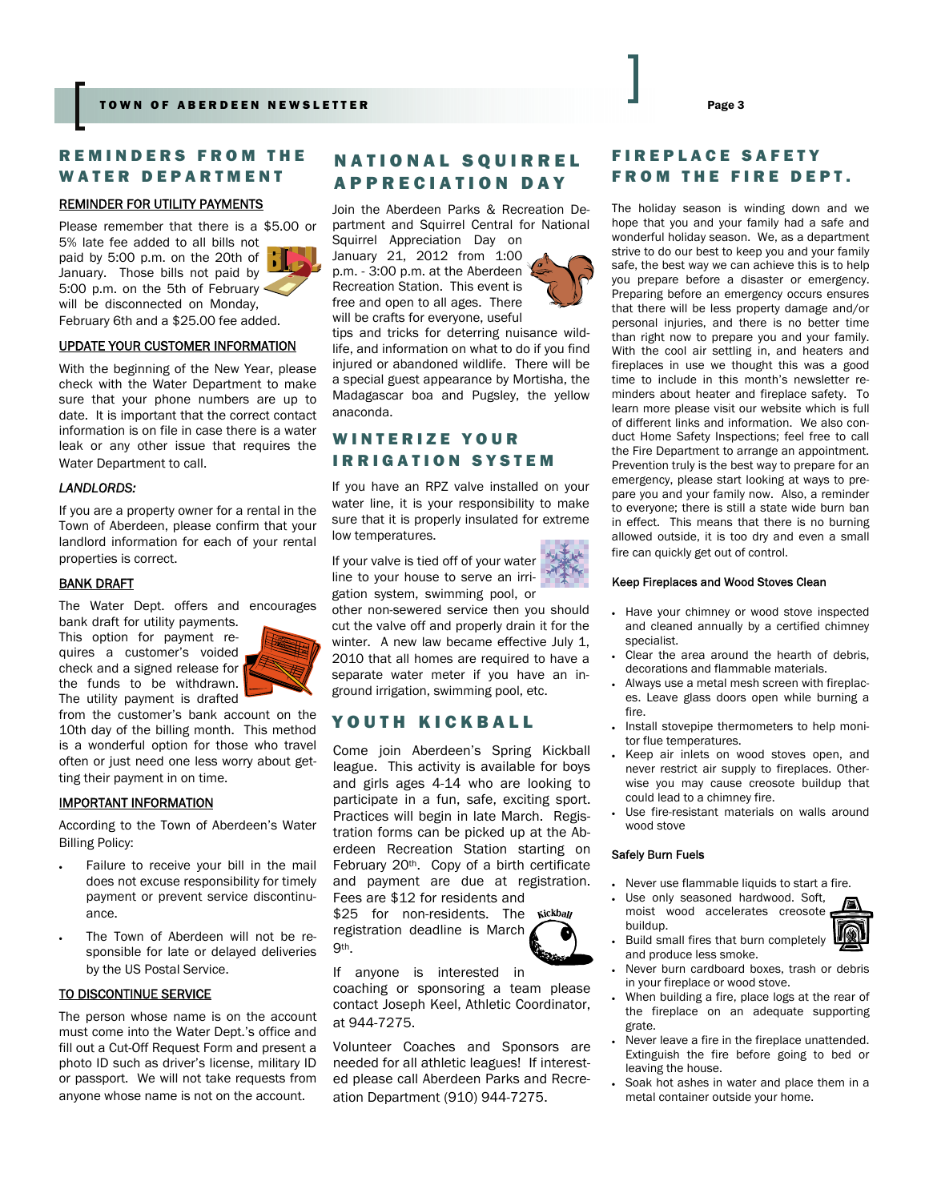## REMINDERS FROM THE WATER DEPARTMENT

### REMINDER FOR UTILITY PAYMENTS

Please remember that there is a $5.00 or 5% late fee added to all bills not paid by 5:00 p.m. on the 20th of January. Those bills not paid by 5:00 p.m. on the 5th of February will be disconnected on Monday, February 6th and a $25.00 fee added.

### UPDATE YOUR CUSTOMER INFORMATION

With the beginning of the New Year, please check with the Water Department to make sure that your phone numbers are up to date. It is important that the correct contact information is on file in case there is a water leak or any other issue that requires the Water Department to call.

### *LANDLORDS:*

If you are a property owner for a rental in the Town of Aberdeen, please confirm that your landlord information for each of your rental properties is correct.

### BANK DRAFT

The Water Dept. offers and encourages bank draft for utility payments. This option for payment requires a customer's voided check and a signed release for the funds to be withdrawn. The utility payment is drafted from the customer's bank account on the 10th day of the billing month. This method is a wonderful option for those who travel often or just need one less worry about getting their payment in on time.

### IMPORTANT INFORMATION

According to the Town of Aberdeen's Water Billing Policy:

- Failure to receive your bill in the mail does not excuse responsibility for timely payment or prevent service discontinuance.
- The Town of Aberdeen will not be responsible for late or delayed deliveries by the US Postal Service.

### TO DISCONTINUE SERVICE

The person whose name is on the account must come into the Water Dept.'s office and fill out a Cut-Off Request Form and present a photo ID such as driver's license, military ID or passport. We will not take requests from anyone whose name is not on the account.

## NATIONAL SQUIRREL APPRECIATION DAY

Join the Aberdeen Parks & Recreation Department and Squirrel Central for National Squirrel Appreciation Day on January 21, 2012 from 1:00 p.m. - 3:00 p.m. at the Aberdeen Recreation Station. This event is free and open to all ages. There will be crafts for everyone, useful tips and tricks for deterring nuisance wildlife, and information on what to do if you find injured or abandoned wildlife. There will be a special guest appearance by Mortisha, the Madagascar boa and Pugsley, the yellow anaconda.

## WINTERIZE YOUR IRRIGATION SYSTEM

If you have an RPZ valve installed on your water line, it is your responsibility to make sure that it is properly insulated for extreme low temperatures.

If your valve is tied off of your water line to your house to serve an irrigation system, swimming pool, or other non-sewered service then you should cut the valve off and properly drain it for the winter. A new law became effective July 1, 2010 that all homes are required to have a separate water meter if you have an inground irrigation, swimming pool, etc.

## YOUTH KICKBALL

Come join Aberdeen's Spring Kickball league. This activity is available for boys and girls ages 4-14 who are looking to participate in a fun, safe, exciting sport. Practices will begin in late March. Registration forms can be picked up at the Aberdeen Recreation Station starting on February 20th. Copy of a birth certificate and payment are due at registration. Fees are $12 for residents and $25 for non-residents. The registration deadline is March 9th.

If anyone is interested in coaching or sponsoring a team please contact Joseph Keel, Athletic Coordinator, at 944-7275.

Volunteer Coaches and Sponsors are needed for all athletic leagues! If interested please call Aberdeen Parks and Recreation Department (910) 944-7275.

## FIREPLACE SAFETY FROM THE FIRE DEPT.

The holiday season is winding down and we hope that you and your family had a safe and wonderful holiday season. We, as a department strive to do our best to keep you and your family safe, the best way we can achieve this is to help you prepare before a disaster or emergency. Preparing before an emergency occurs ensures that there will be less property damage and/or personal injuries, and there is no better time than right now to prepare you and your family. With the cool air settling in, and heaters and fireplaces in use we thought this was a good time to include in this month's newsletter reminders about heater and fireplace safety. To learn more please visit our website which is full of different links and information. We also conduct Home Safety Inspections; feel free to call the Fire Department to arrange an appointment. Prevention truly is the best way to prepare for an emergency, please start looking at ways to prepare you and your family now. Also, a reminder to everyone; there is still a state wide burn ban in effect. This means that there is no burning allowed outside, it is too dry and even a small fire can quickly get out of control.

### Keep Fireplaces and Wood Stoves Clean

- Have your chimney or wood stove inspected and cleaned annually by a certified chimney specialist.
- Clear the area around the hearth of debris, decorations and flammable materials.
- Always use a metal mesh screen with fireplaces. Leave glass doors open while burning a fire.
- Install stovepipe thermometers to help monitor flue temperatures.
- Keep air inlets on wood stoves open, and never restrict air supply to fireplaces. Otherwise you may cause creosote buildup that could lead to a chimney fire.
- Use fire-resistant materials on walls around wood stove

### Safely Burn Fuels

- Never use flammable liquids to start a fire.
- Use only seasoned hardwood. Soft, moist wood accelerates creosote buildup.
- Build small fires that burn completely and produce less smoke.
- Never burn cardboard boxes, trash or debris in your fireplace or wood stove.
- When building a fire, place logs at the rear of the fireplace on an adequate supporting grate.
- Never leave a fire in the fireplace unattended. Extinguish the fire before going to bed or leaving the house.
- Soak hot ashes in water and place them in a metal container outside your home.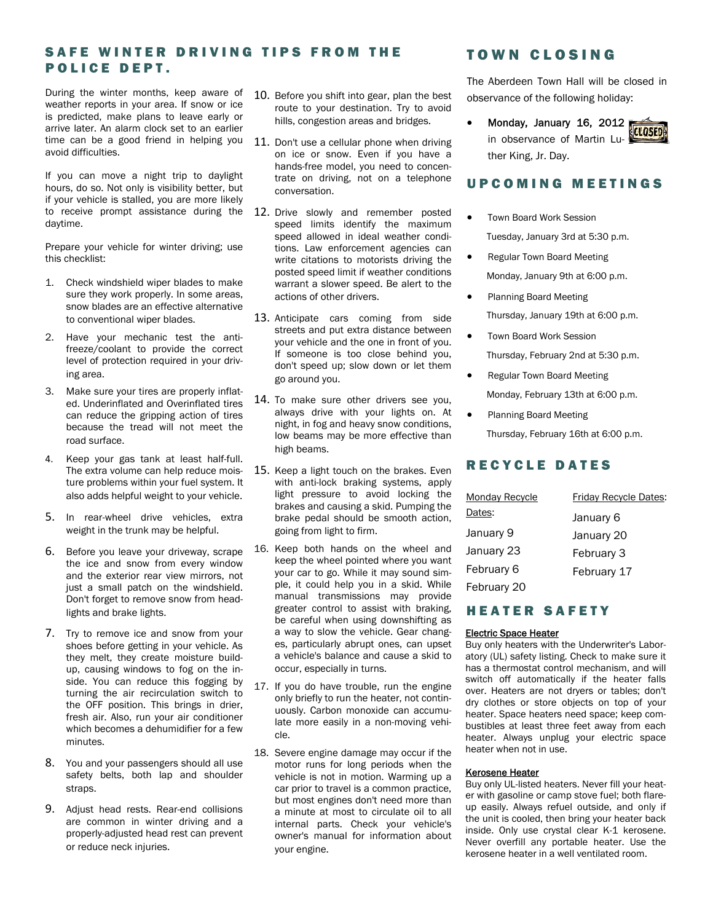## SAFE WINTER DRIVING TIPS FROM THE POLICE DEPT.

During the winter months, keep aware of weather reports in your area. If snow or ice is predicted, make plans to leave early or arrive later. An alarm clock set to an earlier time can be a good friend in helping you avoid difficulties.

If you can move a night trip to daylight hours, do so. Not only is visibility better, but if your vehicle is stalled, you are more likely to receive prompt assistance during the daytime.

Prepare your vehicle for winter driving; use this checklist:

1. Check windshield wiper blades to make sure they work properly. In some areas, snow blades are an effective alternative to conventional wiper blades.
2. Have your mechanic test the anti-freeze/coolant to provide the correct level of protection required in your driving area.
3. Make sure your tires are properly inflated. Underinflated and Overinflated tires can reduce the gripping action of tires because the tread will not meet the road surface.
4. Keep your gas tank at least half-full. The extra volume can help reduce moisture problems within your fuel system. It also adds helpful weight to your vehicle.
5. In rear-wheel drive vehicles, extra weight in the trunk may be helpful.
6. Before you leave your driveway, scrape the ice and snow from every window and the exterior rear view mirrors, not just a small patch on the windshield. Don't forget to remove snow from headlights and brake lights.
7. Try to remove ice and snow from your shoes before getting in your vehicle. As they melt, they create moisture build-up, causing windows to fog on the inside. You can reduce this fogging by turning the air recirculation switch to the OFF position. This brings in drier, fresh air. Also, run your air conditioner which becomes a dehumidifier for a few minutes.
8. You and your passengers should all use safety belts, both lap and shoulder straps.
9. Adjust head rests. Rear-end collisions are common in winter driving and a properly-adjusted head rest can prevent or reduce neck injuries.
10. Before you shift into gear, plan the best route to your destination. Try to avoid hills, congestion areas and bridges.
11. Don't use a cellular phone when driving on ice or snow. Even if you have a hands-free model, you need to concentrate on driving, not on a telephone conversation.
12. Drive slowly and remember posted speed limits identify the maximum speed allowed in ideal weather conditions. Law enforcement agencies can write citations to motorists driving the posted speed limit if weather conditions warrant a slower speed. Be alert to the actions of other drivers.
13. Anticipate cars coming from side streets and put extra distance between your vehicle and the one in front of you. If someone is too close behind you, don't speed up; slow down or let them go around you.
14. To make sure other drivers see you, always drive with your lights on. At night, in fog and heavy snow conditions, low beams may be more effective than high beams.
15. Keep a light touch on the brakes. Even with anti-lock braking systems, apply light pressure to avoid locking the brakes and causing a skid. Pumping the brake pedal should be smooth action, going from light to firm.
16. Keep both hands on the wheel and keep the wheel pointed where you want your car to go. While it may sound simple, it could help you in a skid. While manual transmissions may provide greater control to assist with braking, be careful when using downshifting as a way to slow the vehicle. Gear changes, particularly abrupt ones, can upset a vehicle's balance and cause a skid to occur, especially in turns.
17. If you do have trouble, run the engine only briefly to run the heater, not continuously. Carbon monoxide can accumulate more easily in a non-moving vehicle.
18. Severe engine damage may occur if the motor runs for long periods when the vehicle is not in motion. Warming up a car prior to travel is a common practice, but most engines don't need more than a minute at most to circulate oil to all internal parts. Check your vehicle's owner's manual for information about your engine.

## TOWN CLOSING

The Aberdeen Town Hall will be closed in observance of the following holiday:

- **Monday, January 16, 2012** in observance of Martin Luther King, Jr. Day.

## UPCOMING MEETINGS

- Town Board Work Session
  Tuesday, January 3rd at 5:30 p.m.
- Regular Town Board Meeting
  Monday, January 9th at 6:00 p.m.
- Planning Board Meeting
  Thursday, January 19th at 6:00 p.m.
- Town Board Work Session
  Thursday, February 2nd at 5:30 p.m.
- Regular Town Board Meeting
  Monday, February 13th at 6:00 p.m.
- Planning Board Meeting
  Thursday, February 16th at 6:00 p.m.

## RECYCLE DATES

| Monday Recycle Dates: | Friday Recycle Dates: |
|---|---|
| January 9 | January 6 |
| January 23 | January 20 |
| February 6 | February 3 |
| February 20 | February 17 |

## HEATER SAFETY

**Electric Space Heater**

Buy only heaters with the Underwriter's Laboratory (UL) safety listing. Check to make sure it has a thermostat control mechanism, and will switch off automatically if the heater falls over. Heaters are not dryers or tables; don't dry clothes or store objects on top of your heater. Space heaters need space; keep combustibles at least three feet away from each heater. Always unplug your electric space heater when not in use.

**Kerosene Heater**

Buy only UL-listed heaters. Never fill your heater with gasoline or camp stove fuel; both flare-up easily. Always refuel outside, and only if the unit is cooled, then bring your heater back inside. Only use crystal clear K-1 kerosene. Never overfill any portable heater. Use the kerosene heater in a well ventilated room.